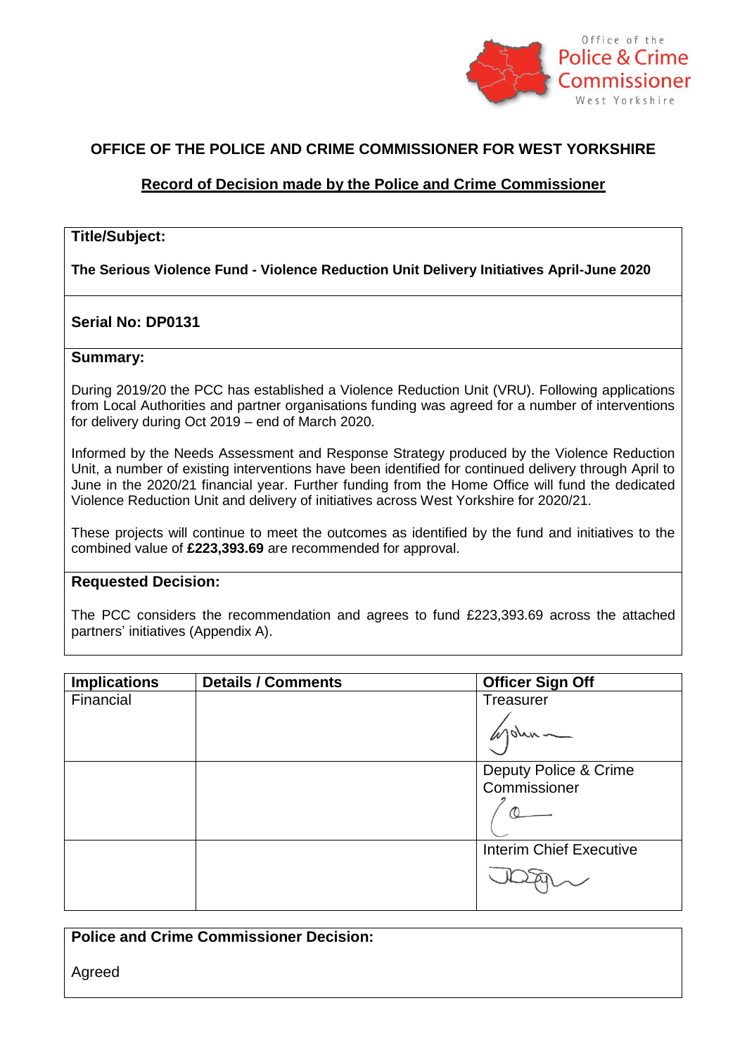Office of the
Police & Crime Commissioner
West Yorkshire

# OFFICE OF THE POLICE AND CRIME COMMISSIONER FOR WEST YORKSHIRE

## Record of Decision made by the Police and Crime Commissioner

**Title/Subject:**

**The Serious Violence Fund - Violence Reduction Unit Delivery Initiatives April-June 2020**

**Serial No: DP0131**

**Summary:**

During 2019/20 the PCC has established a Violence Reduction Unit (VRU). Following applications from Local Authorities and partner organisations funding was agreed for a number of interventions for delivery during Oct 2019 – end of March 2020.

Informed by the Needs Assessment and Response Strategy produced by the Violence Reduction Unit, a number of existing interventions have been identified for continued delivery through April to June in the 2020/21 financial year. Further funding from the Home Office will fund the dedicated Violence Reduction Unit and delivery of initiatives across West Yorkshire for 2020/21.

These projects will continue to meet the outcomes as identified by the fund and initiatives to the combined value of **£223,393.69** are recommended for approval.

**Requested Decision:**

The PCC considers the recommendation and agrees to fund £223,393.69 across the attached partners' initiatives (Appendix A).

| Implications | Details / Comments | Officer Sign Off |
|---|---|---|
| Financial | | Treasurer<br>[signature] |
| | | Deputy Police & Crime Commissioner<br>[signature] |
| | | Interim Chief Executive<br>[signature] |

**Police and Crime Commissioner Decision:**

Agreed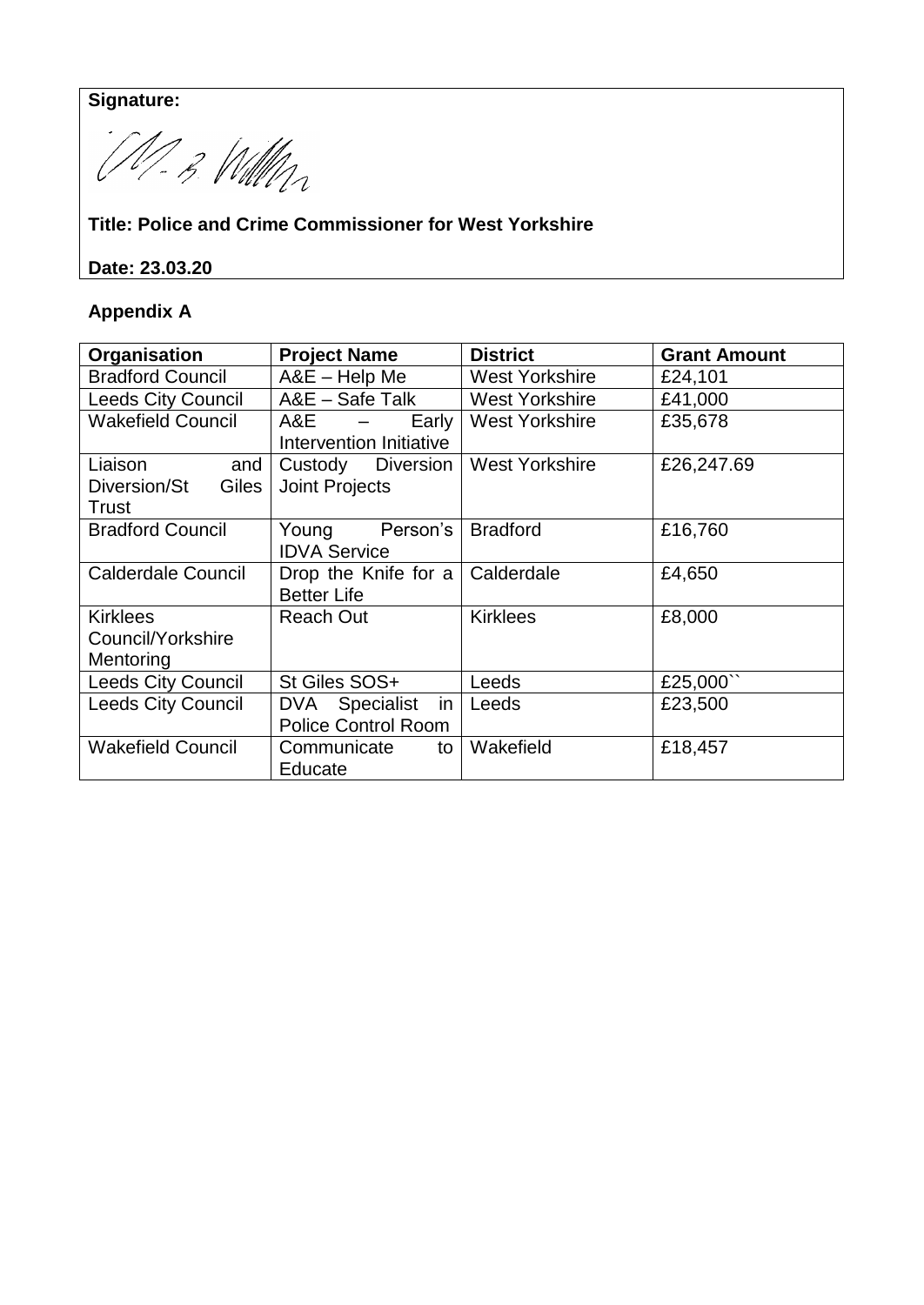**Signature:**

**Title: Police and Crime Commissioner for West Yorkshire**

**Date: 23.03.20**

**Appendix A**

| Organisation | Project Name | District | Grant Amount |
|---|---|---|---|
| Bradford Council | A&E – Help Me | West Yorkshire | £24,101 |
| Leeds City Council | A&E – Safe Talk | West Yorkshire | £41,000 |
| Wakefield Council | A&E – Early Intervention Initiative | West Yorkshire | £35,678 |
| Liaison and Diversion/St Giles Trust | Custody Diversion Joint Projects | West Yorkshire | £26,247.69 |
| Bradford Council | Young Person's IDVA Service | Bradford | £16,760 |
| Calderdale Council | Drop the Knife for a Better Life | Calderdale | £4,650 |
| Kirklees Council/Yorkshire Mentoring | Reach Out | Kirklees | £8,000 |
| Leeds City Council | St Giles SOS+ | Leeds | £25,000`` |
| Leeds City Council | DVA Specialist in Police Control Room | Leeds | £23,500 |
| Wakefield Council | Communicate to Educate | Wakefield | £18,457 |